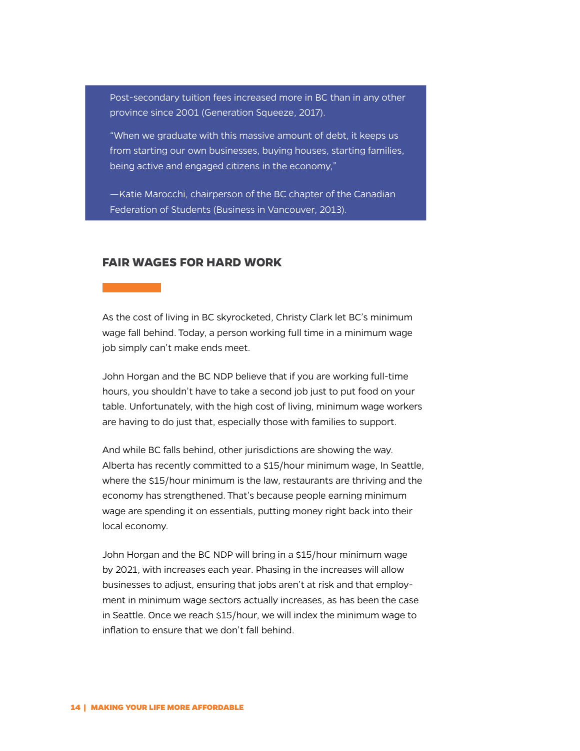Post-secondary tuition fees increased more in BC than in any other province since 2001 (Generation Squeeze, 2017).

"When we graduate with this massive amount of debt, it keeps us from starting our own businesses, buying houses, starting families, being active and engaged citizens in the economy,"

—Katie Marocchi, chairperson of the BC chapter of the Canadian Federation of Students (Business in Vancouver, 2013).

## FAIR WAGES FOR HARD WORK

As the cost of living in BC skyrocketed, Christy Clark let BC's minimum wage fall behind. Today, a person working full time in a minimum wage job simply can't make ends meet.

John Horgan and the BC NDP believe that if you are working full-time hours, you shouldn't have to take a second job just to put food on your table. Unfortunately, with the high cost of living, minimum wage workers are having to do just that, especially those with families to support.

And while BC falls behind, other jurisdictions are showing the way. Alberta has recently committed to a $15/hour minimum wage, In Seattle, where the $15/hour minimum is the law, restaurants are thriving and the economy has strengthened. That's because people earning minimum wage are spending it on essentials, putting money right back into their local economy.

John Horgan and the BC NDP will bring in a $15/hour minimum wage by 2021, with increases each year. Phasing in the increases will allow businesses to adjust, ensuring that jobs aren't at risk and that employment in minimum wage sectors actually increases, as has been the case in Seattle. Once we reach $15/hour, we will index the minimum wage to inflation to ensure that we don't fall behind.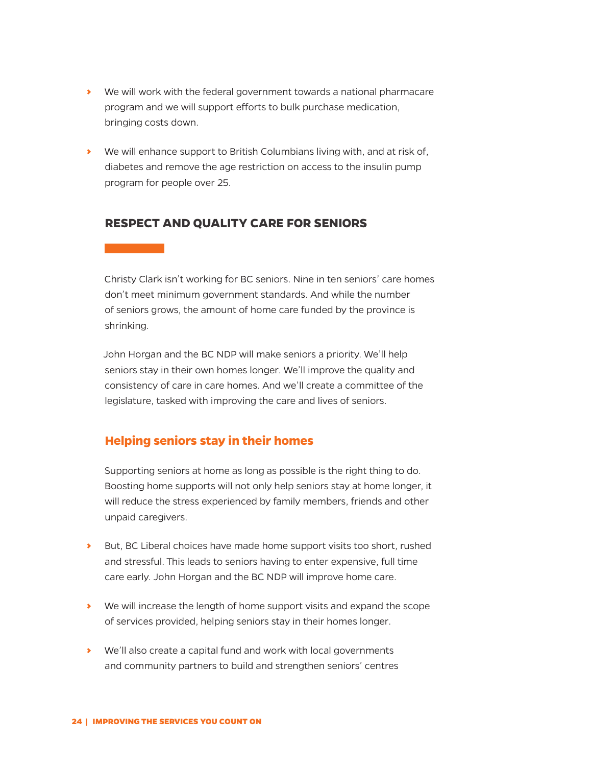- We will work with the federal government towards a national pharmacare program and we will support efforts to bulk purchase medication, bringing costs down.

- We will enhance support to British Columbians living with, and at risk of, diabetes and remove the age restriction on access to the insulin pump program for people over 25.

## RESPECT AND QUALITY CARE FOR SENIORS

Christy Clark isn't working for BC seniors. Nine in ten seniors' care homes don't meet minimum government standards. And while the number of seniors grows, the amount of home care funded by the province is shrinking.

John Horgan and the BC NDP will make seniors a priority. We'll help seniors stay in their own homes longer. We'll improve the quality and consistency of care in care homes. And we'll create a committee of the legislature, tasked with improving the care and lives of seniors.

### Helping seniors stay in their homes

Supporting seniors at home as long as possible is the right thing to do. Boosting home supports will not only help seniors stay at home longer, it will reduce the stress experienced by family members, friends and other unpaid caregivers.

- But, BC Liberal choices have made home support visits too short, rushed and stressful. This leads to seniors having to enter expensive, full time care early. John Horgan and the BC NDP will improve home care.

- We will increase the length of home support visits and expand the scope of services provided, helping seniors stay in their homes longer.

- We'll also create a capital fund and work with local governments and community partners to build and strengthen seniors' centres